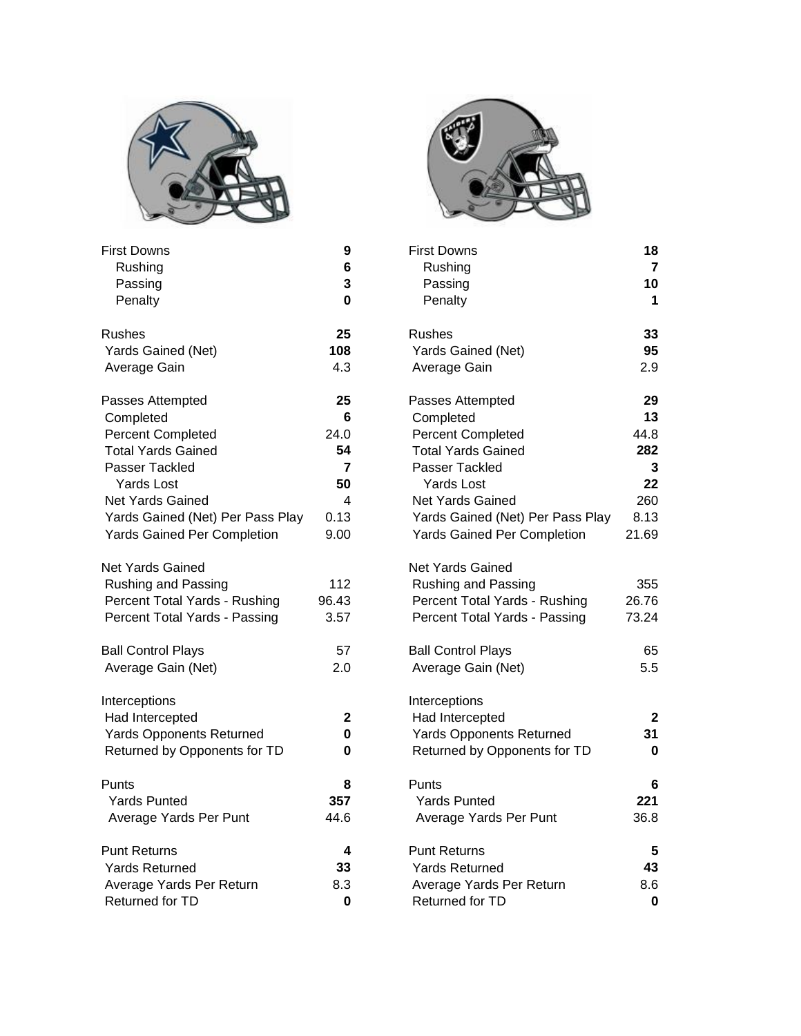| First Downs | 9 | First Downs | 18 |
|---|---|---|---|
| Rushing | 6 | Rushing | 7 |
| Passing | 3 | Passing | 10 |
| Penalty | 0 | Penalty | 1 |
| | | | |
| Rushes | 25 | Rushes | 33 |
| Yards Gained (Net) | 108 | Yards Gained (Net) | 95 |
| Average Gain | 4.3 | Average Gain | 2.9 |
| | | | |
| Passes Attempted | 25 | Passes Attempted | 29 |
| Completed | 6 | Completed | 13 |
| Percent Completed | 24.0 | Percent Completed | 44.8 |
| Total Yards Gained | 54 | Total Yards Gained | 282 |
| Passer Tackled | 7 | Passer Tackled | 3 |
| Yards Lost | 50 | Yards Lost | 22 |
| Net Yards Gained | 4 | Net Yards Gained | 260 |
| Yards Gained (Net) Per Pass Play | 0.13 | Yards Gained (Net) Per Pass Play | 8.13 |
| Yards Gained Per Completion | 9.00 | Yards Gained Per Completion | 21.69 |
| | | | |
| Net Yards Gained | | Net Yards Gained | |
| Rushing and Passing | 112 | Rushing and Passing | 355 |
| Percent Total Yards - Rushing | 96.43 | Percent Total Yards - Rushing | 26.76 |
| Percent Total Yards - Passing | 3.57 | Percent Total Yards - Passing | 73.24 |
| | | | |
| Ball Control Plays | 57 | Ball Control Plays | 65 |
| Average Gain (Net) | 2.0 | Average Gain (Net) | 5.5 |
| | | | |
| Interceptions | | Interceptions | |
| Had Intercepted | 2 | Had Intercepted | 2 |
| Yards Opponents Returned | 0 | Yards Opponents Returned | 31 |
| Returned by Opponents for TD | 0 | Returned by Opponents for TD | 0 |
| | | | |
| Punts | 8 | Punts | 6 |
| Yards Punted | 357 | Yards Punted | 221 |
| Average Yards Per Punt | 44.6 | Average Yards Per Punt | 36.8 |
| | | | |
| Punt Returns | 4 | Punt Returns | 5 |
| Yards Returned | 33 | Yards Returned | 43 |
| Average Yards Per Return | 8.3 | Average Yards Per Return | 8.6 |
| Returned for TD | 0 | Returned for TD | 0 |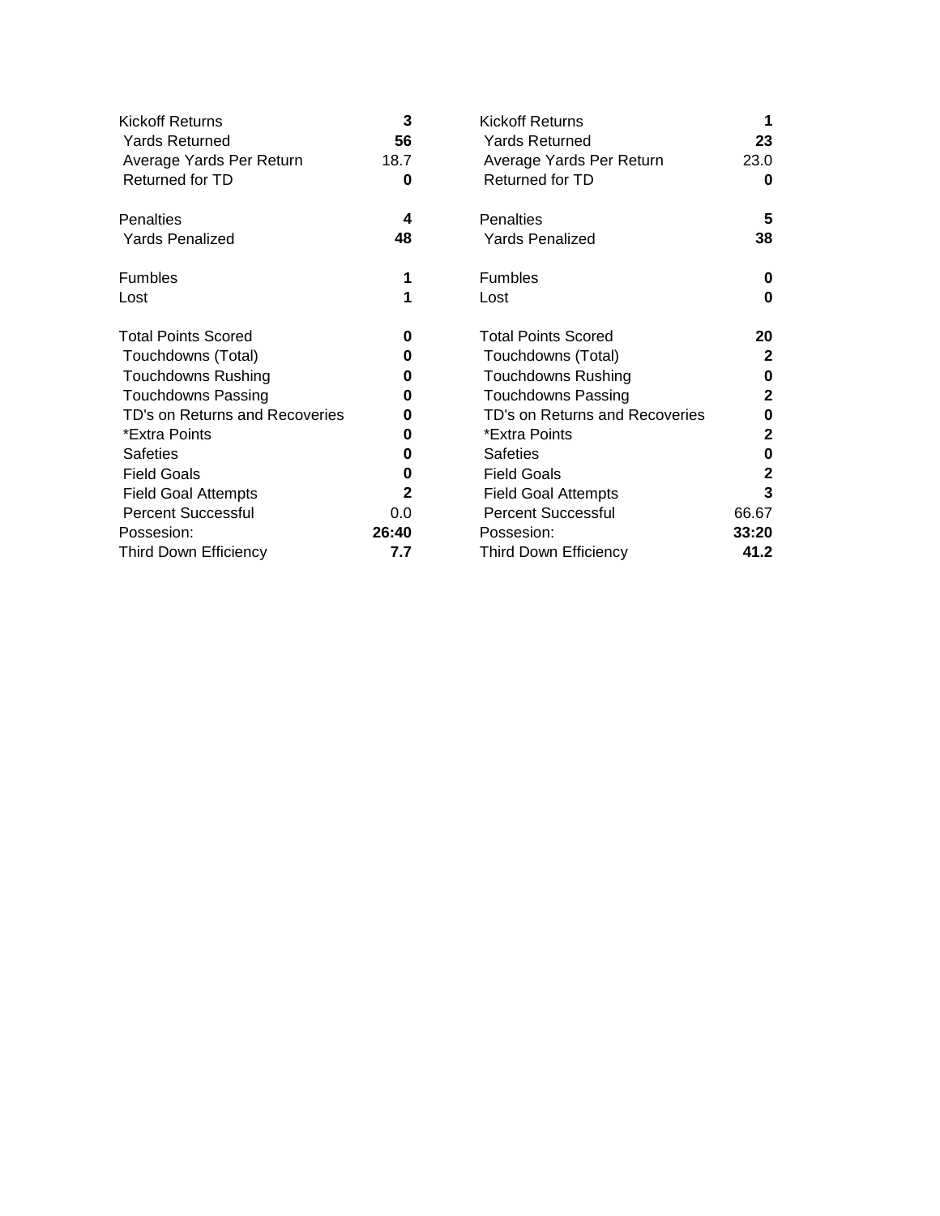| Stat | Team 1 | Stat | Team 2 |
|---|---|---|---|
| Kickoff Returns | **3** | Kickoff Returns | **1** |
| Yards Returned | **56** | Yards Returned | **23** |
| Average Yards Per Return | 18.7 | Average Yards Per Return | 23.0 |
| Returned for TD | **0** | Returned for TD | **0** |
| | | | |
| Penalties | **4** | Penalties | **5** |
| Yards Penalized | **48** | Yards Penalized | **38** |
| | | | |
| Fumbles | **1** | Fumbles | **0** |
| Lost | **1** | Lost | **0** |
| | | | |
| Total Points Scored | **0** | Total Points Scored | **20** |
| Touchdowns (Total) | **0** | Touchdowns (Total) | **2** |
| Touchdowns Rushing | **0** | Touchdowns Rushing | **0** |
| Touchdowns Passing | **0** | Touchdowns Passing | **2** |
| TD's on Returns and Recoveries | **0** | TD's on Returns and Recoveries | **0** |
| *Extra Points | **0** | *Extra Points | **2** |
| Safeties | **0** | Safeties | **0** |
| Field Goals | **0** | Field Goals | **2** |
| Field Goal Attempts | **2** | Field Goal Attempts | **3** |
| Percent Successful | 0.0 | Percent Successful | 66.67 |
| Possesion: | **26:40** | Possesion: | **33:20** |
| Third Down Efficiency | **7.7** | Third Down Efficiency | **41.2** |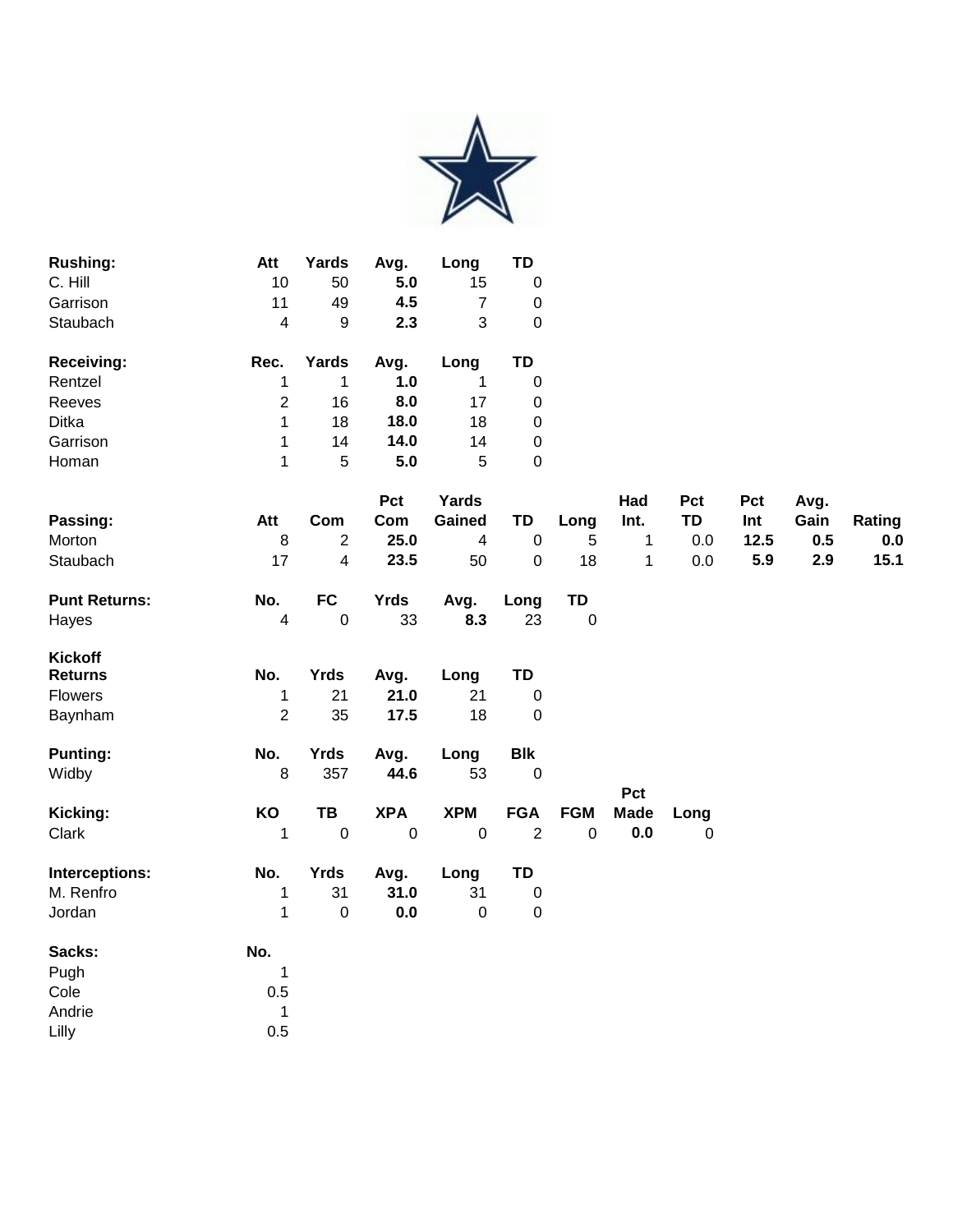| Rushing: | Att | Yards | Avg. | Long | TD |
|---|---|---|---|---|---|
| C. Hill | 10 | 50 | **5.0** | 15 | 0 |
| Garrison | 11 | 49 | **4.5** | 7 | 0 |
| Staubach | 4 | 9 | **2.3** | 3 | 0 |

| Receiving: | Rec. | Yards | Avg. | Long | TD |
|---|---|---|---|---|---|
| Rentzel | 1 | 1 | **1.0** | 1 | 0 |
| Reeves | 2 | 16 | **8.0** | 17 | 0 |
| Ditka | 1 | 18 | **18.0** | 18 | 0 |
| Garrison | 1 | 14 | **14.0** | 14 | 0 |
| Homan | 1 | 5 | **5.0** | 5 | 0 |

| Passing: | Att | Com | Pct Com | Yards Gained | TD | Long | Had Int. | Pct TD | Pct Int | Avg. Gain | Rating |
|---|---|---|---|---|---|---|---|---|---|---|---|
| Morton | 8 | 2 | **25.0** | 4 | 0 | 5 | 1 | 0.0 | **12.5** | **0.5** | **0.0** |
| Staubach | 17 | 4 | **23.5** | 50 | 0 | 18 | 1 | 0.0 | **5.9** | **2.9** | **15.1** |

| Punt Returns: | No. | FC | Yrds | Avg. | Long | TD |
|---|---|---|---|---|---|---|
| Hayes | 4 | 0 | 33 | **8.3** | 23 | 0 |

| Kickoff Returns | No. | Yrds | Avg. | Long | TD |
|---|---|---|---|---|---|
| Flowers | 1 | 21 | **21.0** | 21 | 0 |
| Baynham | 2 | 35 | **17.5** | 18 | 0 |

| Punting: | No. | Yrds | Avg. | Long | Blk |
|---|---|---|---|---|---|
| Widby | 8 | 357 | **44.6** | 53 | 0 |

| Kicking: | KO | TB | XPA | XPM | FGA | FGM | Pct Made | Long |
|---|---|---|---|---|---|---|---|---|
| Clark | 1 | 0 | 0 | 0 | 2 | 0 | **0.0** | 0 |

| Interceptions: | No. | Yrds | Avg. | Long | TD |
|---|---|---|---|---|---|
| M. Renfro | 1 | 31 | **31.0** | 31 | 0 |
| Jordan | 1 | 0 | **0.0** | 0 | 0 |

| Sacks: | No. |
|---|---|
| Pugh | 1 |
| Cole | 0.5 |
| Andrie | 1 |
| Lilly | 0.5 |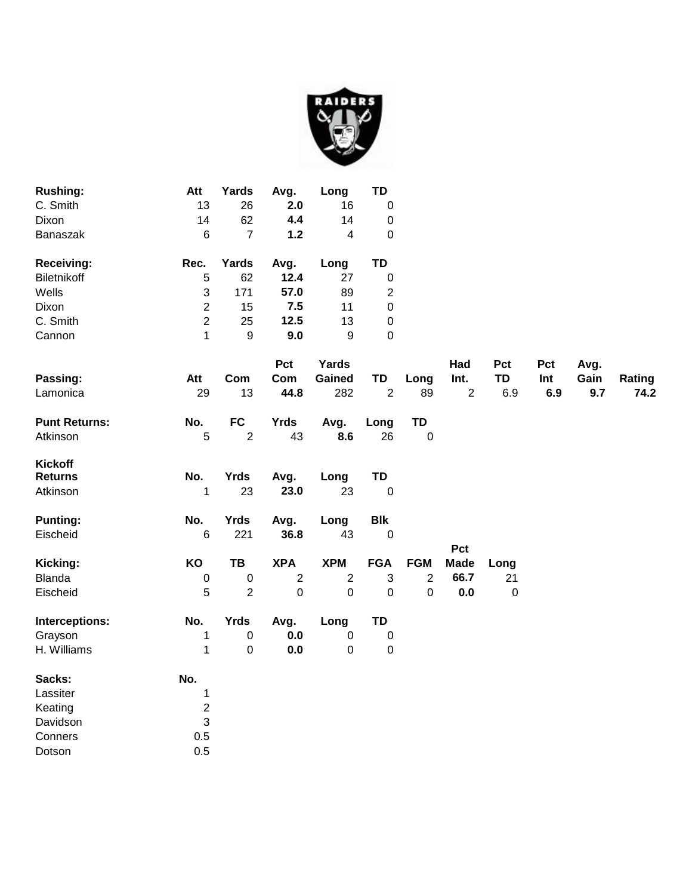RAIDERS

| Rushing: | Att | Yards | Avg. | Long | TD |
|---|---|---|---|---|---|
| C. Smith | 13 | 26 | **2.0** | 16 | 0 |
| Dixon | 14 | 62 | **4.4** | 14 | 0 |
| Banaszak | 6 | 7 | **1.2** | 4 | 0 |

| Receiving: | Rec. | Yards | Avg. | Long | TD |
|---|---|---|---|---|---|
| Biletnikoff | 5 | 62 | **12.4** | 27 | 0 |
| Wells | 3 | 171 | **57.0** | 89 | 2 |
| Dixon | 2 | 15 | **7.5** | 11 | 0 |
| C. Smith | 2 | 25 | **12.5** | 13 | 0 |
| Cannon | 1 | 9 | **9.0** | 9 | 0 |

| Passing: | Att | Com | Pct Com | Yards Gained | TD | Long | Had Int. | Pct TD | Pct Int | Avg. Gain | Rating |
|---|---|---|---|---|---|---|---|---|---|---|---|
| Lamonica | 29 | 13 | **44.8** | 282 | 2 | 89 | 2 | 6.9 | **6.9** | **9.7** | **74.2** |

| Punt Returns: | No. | FC | Yrds | Avg. | Long | TD |
|---|---|---|---|---|---|---|
| Atkinson | 5 | 2 | 43 | **8.6** | 26 | 0 |

| Kickoff Returns | No. | Yrds | Avg. | Long | TD |
|---|---|---|---|---|---|
| Atkinson | 1 | 23 | **23.0** | 23 | 0 |

| Punting: | No. | Yrds | Avg. | Long | Blk |
|---|---|---|---|---|---|
| Eischeid | 6 | 221 | **36.8** | 43 | 0 |

| Kicking: | KO | TB | XPA | XPM | FGA | FGM | Pct Made | Long |
|---|---|---|---|---|---|---|---|---|
| Blanda | 0 | 0 | 2 | 2 | 3 | 2 | **66.7** | 21 |
| Eischeid | 5 | 2 | 0 | 0 | 0 | 0 | **0.0** | 0 |

| Interceptions: | No. | Yrds | Avg. | Long | TD |
|---|---|---|---|---|---|
| Grayson | 1 | 0 | **0.0** | 0 | 0 |
| H. Williams | 1 | 0 | **0.0** | 0 | 0 |

| Sacks: | No. |
|---|---|
| Lassiter | 1 |
| Keating | 2 |
| Davidson | 3 |
| Conners | 0.5 |
| Dotson | 0.5 |